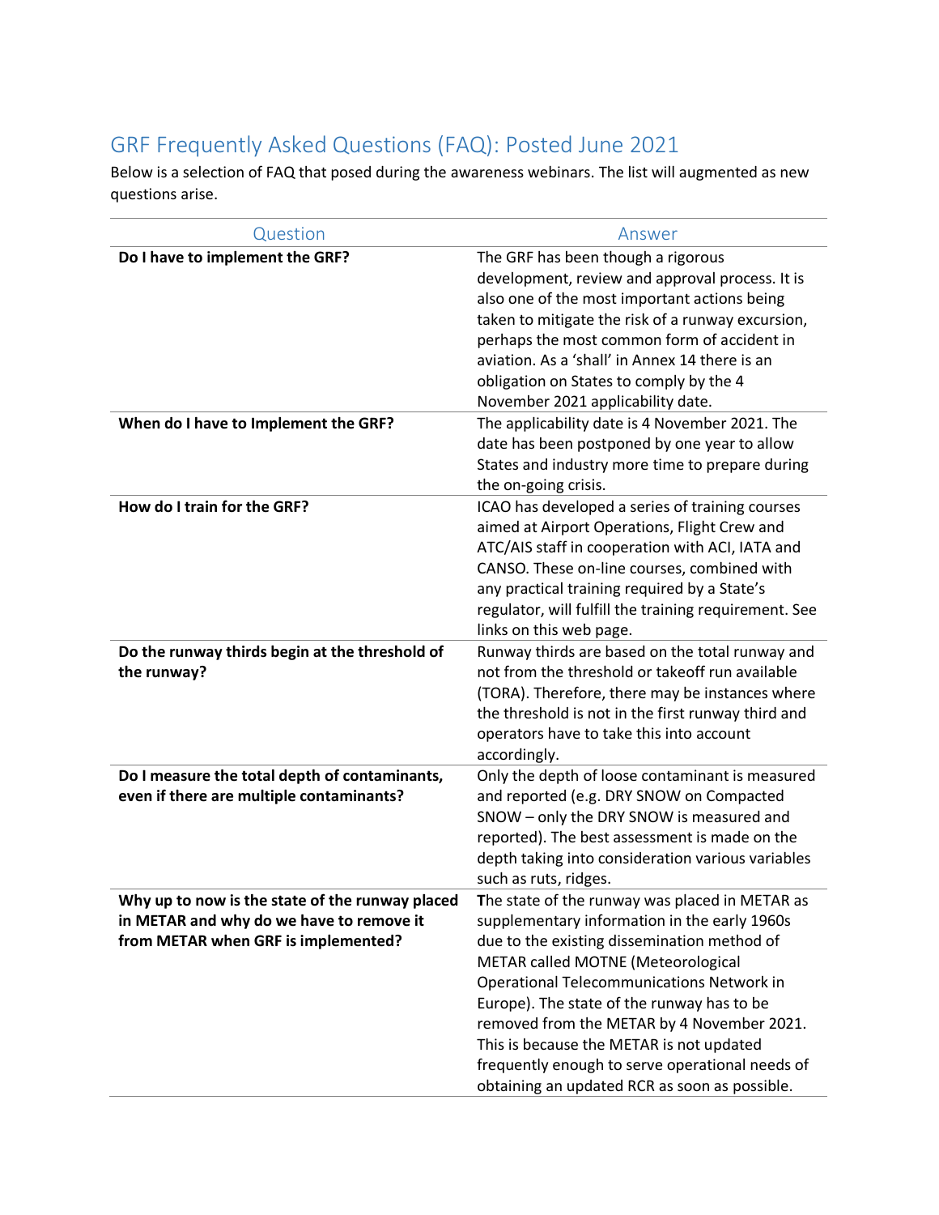## GRF Frequently Asked Questions (FAQ): Posted June 2021

Below is a selection of FAQ that posed during the awareness webinars. The list will augmented as new questions arise.

| Question | Answer |
| --- | --- |
| **Do I have to implement the GRF?** | The GRF has been though a rigorous development, review and approval process. It is also one of the most important actions being taken to mitigate the risk of a runway excursion, perhaps the most common form of accident in aviation. As a 'shall' in Annex 14 there is an obligation on States to comply by the 4 November 2021 applicability date. |
| **When do I have to Implement the GRF?** | The applicability date is 4 November 2021. The date has been postponed by one year to allow States and industry more time to prepare during the on-going crisis. |
| **How do I train for the GRF?** | ICAO has developed a series of training courses aimed at Airport Operations, Flight Crew and ATC/AIS staff in cooperation with ACI, IATA and CANSO. These on-line courses, combined with any practical training required by a State's regulator, will fulfill the training requirement. See links on this web page. |
| **Do the runway thirds begin at the threshold of the runway?** | Runway thirds are based on the total runway and not from the threshold or takeoff run available (TORA). Therefore, there may be instances where the threshold is not in the first runway third and operators have to take this into account accordingly. |
| **Do I measure the total depth of contaminants, even if there are multiple contaminants?** | Only the depth of loose contaminant is measured and reported (e.g. DRY SNOW on Compacted SNOW – only the DRY SNOW is measured and reported). The best assessment is made on the depth taking into consideration various variables such as ruts, ridges. |
| **Why up to now is the state of the runway placed in METAR and why do we have to remove it from METAR when GRF is implemented?** | The state of the runway was placed in METAR as supplementary information in the early 1960s due to the existing dissemination method of METAR called MOTNE (Meteorological Operational Telecommunications Network in Europe). The state of the runway has to be removed from the METAR by 4 November 2021. This is because the METAR is not updated frequently enough to serve operational needs of obtaining an updated RCR as soon as possible. |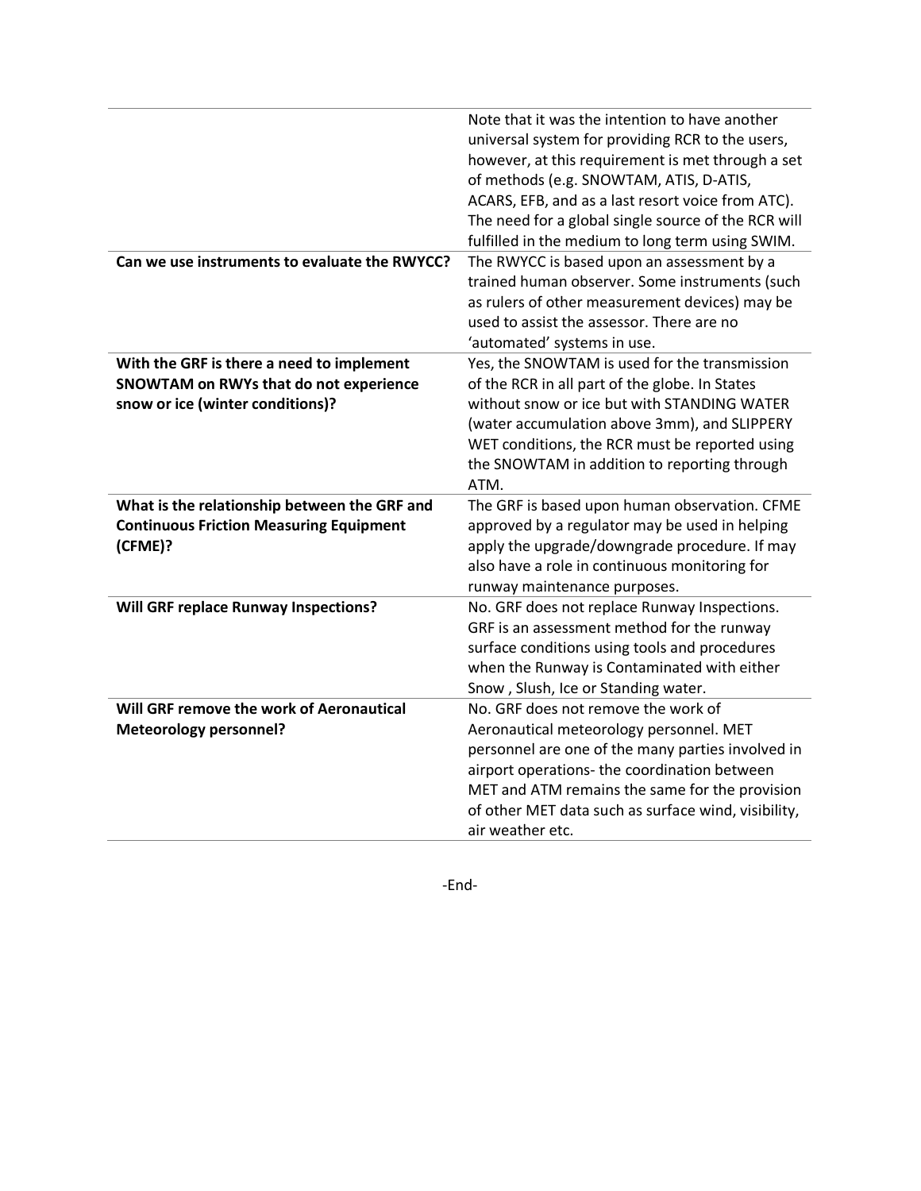| | |
|---|---|
| | Note that it was the intention to have another universal system for providing RCR to the users, however, at this requirement is met through a set of methods (e.g. SNOWTAM, ATIS, D-ATIS, ACARS, EFB, and as a last resort voice from ATC). The need for a global single source of the RCR will fulfilled in the medium to long term using SWIM. |
| **Can we use instruments to evaluate the RWYCC?** | The RWYCC is based upon an assessment by a trained human observer. Some instruments (such as rulers of other measurement devices) may be used to assist the assessor. There are no 'automated' systems in use. |
| **With the GRF is there a need to implement SNOWTAM on RWYs that do not experience snow or ice (winter conditions)?** | Yes, the SNOWTAM is used for the transmission of the RCR in all part of the globe. In States without snow or ice but with STANDING WATER (water accumulation above 3mm), and SLIPPERY WET conditions, the RCR must be reported using the SNOWTAM in addition to reporting through ATM. |
| **What is the relationship between the GRF and Continuous Friction Measuring Equipment (CFME)?** | The GRF is based upon human observation. CFME approved by a regulator may be used in helping apply the upgrade/downgrade procedure. If may also have a role in continuous monitoring for runway maintenance purposes. |
| **Will GRF replace Runway Inspections?** | No. GRF does not replace Runway Inspections. GRF is an assessment method for the runway surface conditions using tools and procedures when the Runway is Contaminated with either Snow , Slush, Ice or Standing water. |
| **Will GRF remove the work of Aeronautical Meteorology personnel?** | No. GRF does not remove the work of Aeronautical meteorology personnel. MET personnel are one of the many parties involved in airport operations- the coordination between MET and ATM remains the same for the provision of other MET data such as surface wind, visibility, air weather etc. |

-End-